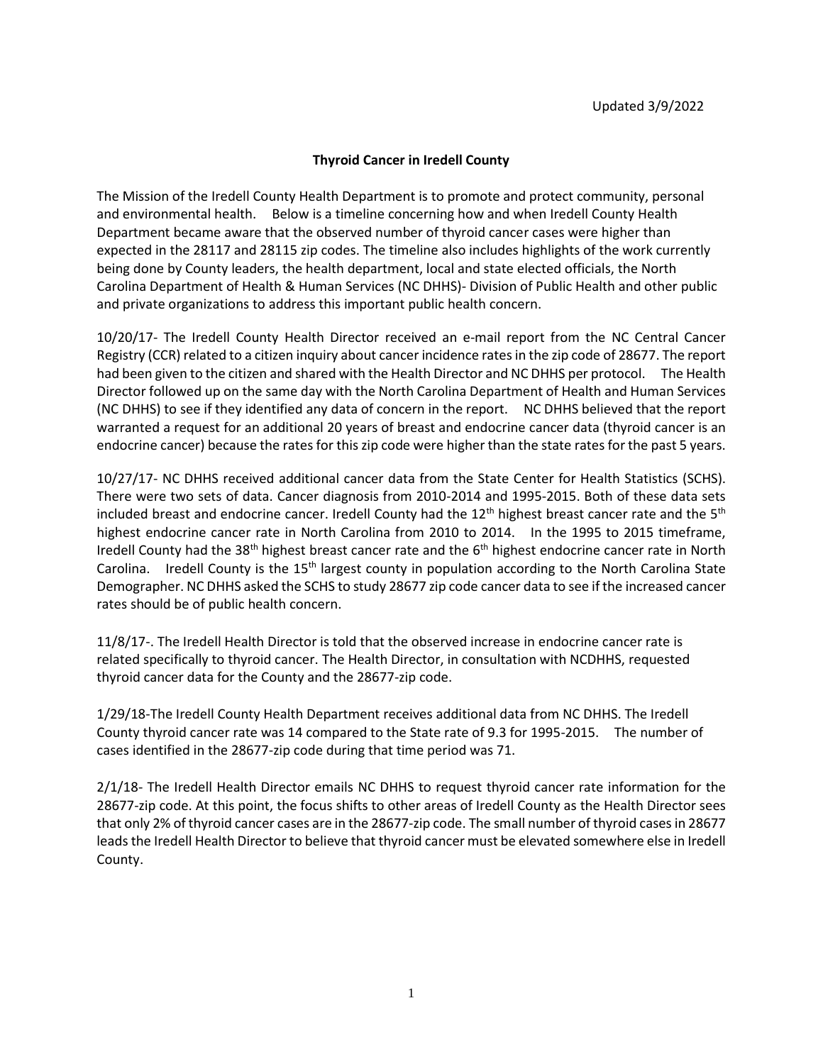Updated 3/9/2022

**Thyroid Cancer in Iredell County**

The Mission of the Iredell County Health Department is to promote and protect community, personal and environmental health. Below is a timeline concerning how and when Iredell County Health Department became aware that the observed number of thyroid cancer cases were higher than expected in the 28117 and 28115 zip codes. The timeline also includes highlights of the work currently being done by County leaders, the health department, local and state elected officials, the North Carolina Department of Health & Human Services (NC DHHS)- Division of Public Health and other public and private organizations to address this important public health concern.

10/20/17- The Iredell County Health Director received an e-mail report from the NC Central Cancer Registry (CCR) related to a citizen inquiry about cancer incidence rates in the zip code of 28677. The report had been given to the citizen and shared with the Health Director and NC DHHS per protocol. The Health Director followed up on the same day with the North Carolina Department of Health and Human Services (NC DHHS) to see if they identified any data of concern in the report. NC DHHS believed that the report warranted a request for an additional 20 years of breast and endocrine cancer data (thyroid cancer is an endocrine cancer) because the rates for this zip code were higher than the state rates for the past 5 years.

10/27/17- NC DHHS received additional cancer data from the State Center for Health Statistics (SCHS). There were two sets of data. Cancer diagnosis from 2010-2014 and 1995-2015. Both of these data sets included breast and endocrine cancer. Iredell County had the 12th highest breast cancer rate and the 5th highest endocrine cancer rate in North Carolina from 2010 to 2014. In the 1995 to 2015 timeframe, Iredell County had the 38th highest breast cancer rate and the 6th highest endocrine cancer rate in North Carolina. Iredell County is the 15th largest county in population according to the North Carolina State Demographer. NC DHHS asked the SCHS to study 28677 zip code cancer data to see if the increased cancer rates should be of public health concern.

11/8/17-. The Iredell Health Director is told that the observed increase in endocrine cancer rate is related specifically to thyroid cancer. The Health Director, in consultation with NCDHHS, requested thyroid cancer data for the County and the 28677-zip code.

1/29/18-The Iredell County Health Department receives additional data from NC DHHS. The Iredell County thyroid cancer rate was 14 compared to the State rate of 9.3 for 1995-2015. The number of cases identified in the 28677-zip code during that time period was 71.

2/1/18- The Iredell Health Director emails NC DHHS to request thyroid cancer rate information for the 28677-zip code. At this point, the focus shifts to other areas of Iredell County as the Health Director sees that only 2% of thyroid cancer cases are in the 28677-zip code. The small number of thyroid cases in 28677 leads the Iredell Health Director to believe that thyroid cancer must be elevated somewhere else in Iredell County.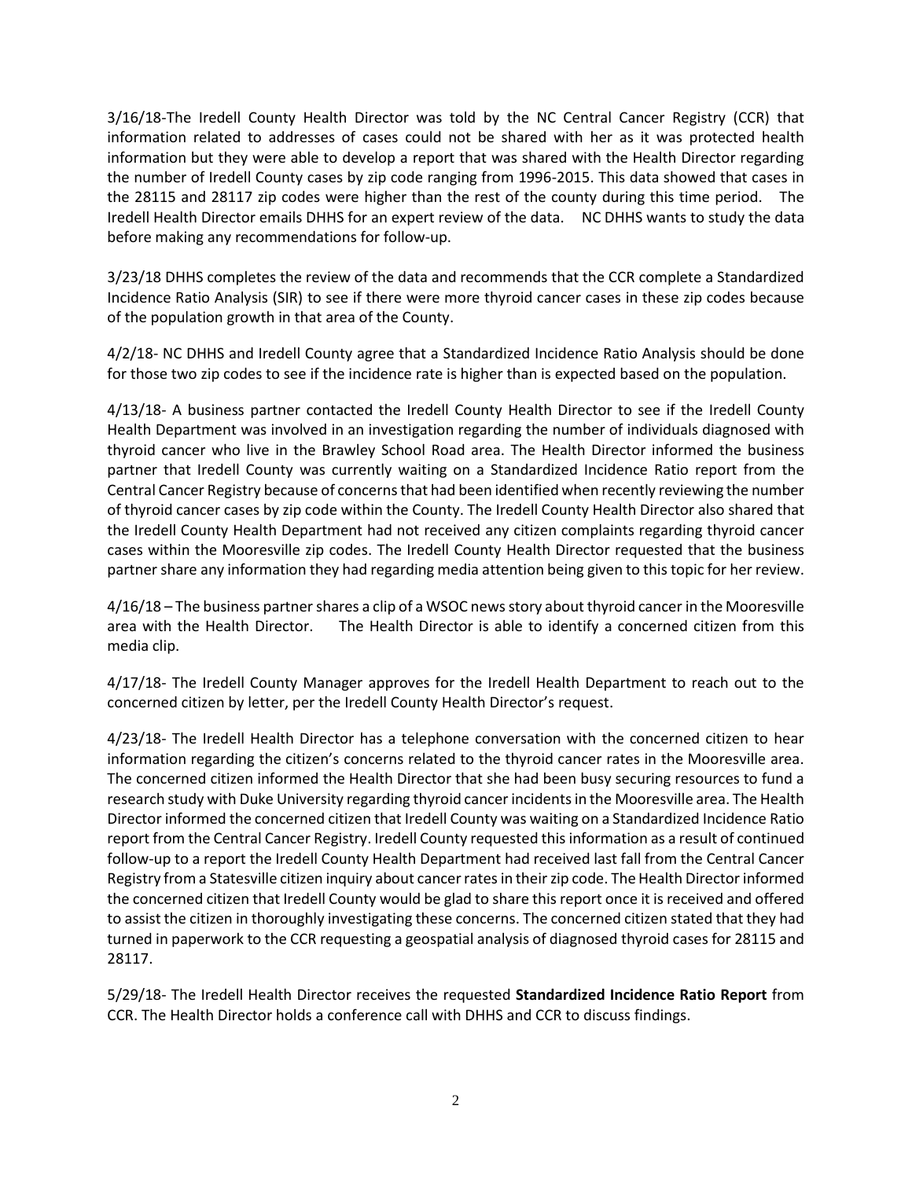3/16/18-The Iredell County Health Director was told by the NC Central Cancer Registry (CCR) that information related to addresses of cases could not be shared with her as it was protected health information but they were able to develop a report that was shared with the Health Director regarding the number of Iredell County cases by zip code ranging from 1996-2015. This data showed that cases in the 28115 and 28117 zip codes were higher than the rest of the county during this time period. The Iredell Health Director emails DHHS for an expert review of the data. NC DHHS wants to study the data before making any recommendations for follow-up.

3/23/18 DHHS completes the review of the data and recommends that the CCR complete a Standardized Incidence Ratio Analysis (SIR) to see if there were more thyroid cancer cases in these zip codes because of the population growth in that area of the County.

4/2/18- NC DHHS and Iredell County agree that a Standardized Incidence Ratio Analysis should be done for those two zip codes to see if the incidence rate is higher than is expected based on the population.

4/13/18- A business partner contacted the Iredell County Health Director to see if the Iredell County Health Department was involved in an investigation regarding the number of individuals diagnosed with thyroid cancer who live in the Brawley School Road area. The Health Director informed the business partner that Iredell County was currently waiting on a Standardized Incidence Ratio report from the Central Cancer Registry because of concerns that had been identified when recently reviewing the number of thyroid cancer cases by zip code within the County. The Iredell County Health Director also shared that the Iredell County Health Department had not received any citizen complaints regarding thyroid cancer cases within the Mooresville zip codes. The Iredell County Health Director requested that the business partner share any information they had regarding media attention being given to this topic for her review.

4/16/18 – The business partner shares a clip of a WSOC news story about thyroid cancer in the Mooresville area with the Health Director. The Health Director is able to identify a concerned citizen from this media clip.

4/17/18- The Iredell County Manager approves for the Iredell Health Department to reach out to the concerned citizen by letter, per the Iredell County Health Director's request.

4/23/18- The Iredell Health Director has a telephone conversation with the concerned citizen to hear information regarding the citizen's concerns related to the thyroid cancer rates in the Mooresville area. The concerned citizen informed the Health Director that she had been busy securing resources to fund a research study with Duke University regarding thyroid cancer incidents in the Mooresville area. The Health Director informed the concerned citizen that Iredell County was waiting on a Standardized Incidence Ratio report from the Central Cancer Registry. Iredell County requested this information as a result of continued follow-up to a report the Iredell County Health Department had received last fall from the Central Cancer Registry from a Statesville citizen inquiry about cancer rates in their zip code. The Health Director informed the concerned citizen that Iredell County would be glad to share this report once it is received and offered to assist the citizen in thoroughly investigating these concerns. The concerned citizen stated that they had turned in paperwork to the CCR requesting a geospatial analysis of diagnosed thyroid cases for 28115 and 28117.

5/29/18- The Iredell Health Director receives the requested **Standardized Incidence Ratio Report** from CCR. The Health Director holds a conference call with DHHS and CCR to discuss findings.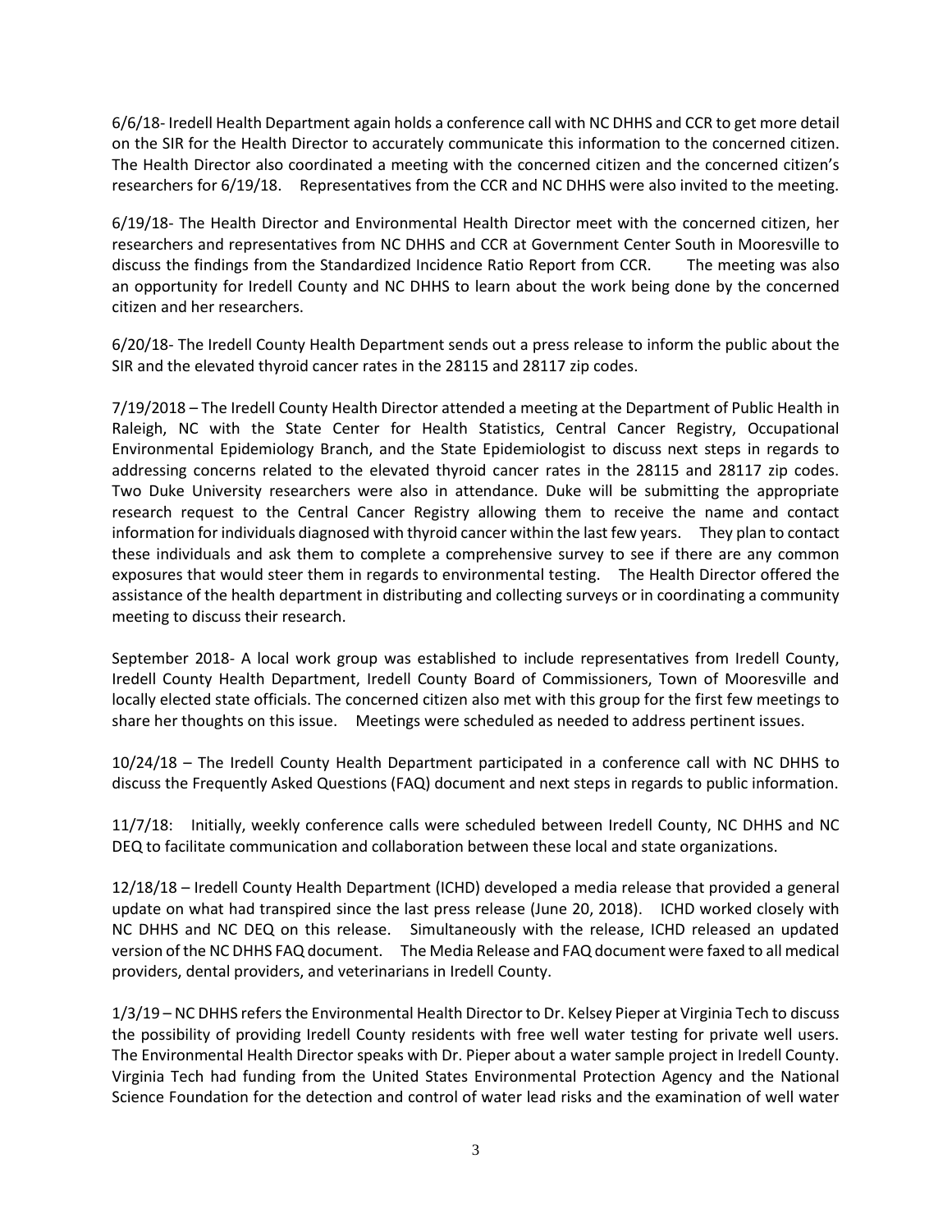6/6/18- Iredell Health Department again holds a conference call with NC DHHS and CCR to get more detail on the SIR for the Health Director to accurately communicate this information to the concerned citizen. The Health Director also coordinated a meeting with the concerned citizen and the concerned citizen's researchers for 6/19/18. Representatives from the CCR and NC DHHS were also invited to the meeting.

6/19/18- The Health Director and Environmental Health Director meet with the concerned citizen, her researchers and representatives from NC DHHS and CCR at Government Center South in Mooresville to discuss the findings from the Standardized Incidence Ratio Report from CCR. The meeting was also an opportunity for Iredell County and NC DHHS to learn about the work being done by the concerned citizen and her researchers.

6/20/18- The Iredell County Health Department sends out a press release to inform the public about the SIR and the elevated thyroid cancer rates in the 28115 and 28117 zip codes.

7/19/2018 – The Iredell County Health Director attended a meeting at the Department of Public Health in Raleigh, NC with the State Center for Health Statistics, Central Cancer Registry, Occupational Environmental Epidemiology Branch, and the State Epidemiologist to discuss next steps in regards to addressing concerns related to the elevated thyroid cancer rates in the 28115 and 28117 zip codes. Two Duke University researchers were also in attendance. Duke will be submitting the appropriate research request to the Central Cancer Registry allowing them to receive the name and contact information for individuals diagnosed with thyroid cancer within the last few years. They plan to contact these individuals and ask them to complete a comprehensive survey to see if there are any common exposures that would steer them in regards to environmental testing. The Health Director offered the assistance of the health department in distributing and collecting surveys or in coordinating a community meeting to discuss their research.

September 2018- A local work group was established to include representatives from Iredell County, Iredell County Health Department, Iredell County Board of Commissioners, Town of Mooresville and locally elected state officials. The concerned citizen also met with this group for the first few meetings to share her thoughts on this issue. Meetings were scheduled as needed to address pertinent issues.

10/24/18 – The Iredell County Health Department participated in a conference call with NC DHHS to discuss the Frequently Asked Questions (FAQ) document and next steps in regards to public information.

11/7/18: Initially, weekly conference calls were scheduled between Iredell County, NC DHHS and NC DEQ to facilitate communication and collaboration between these local and state organizations.

12/18/18 – Iredell County Health Department (ICHD) developed a media release that provided a general update on what had transpired since the last press release (June 20, 2018). ICHD worked closely with NC DHHS and NC DEQ on this release. Simultaneously with the release, ICHD released an updated version of the NC DHHS FAQ document. The Media Release and FAQ document were faxed to all medical providers, dental providers, and veterinarians in Iredell County.

1/3/19 – NC DHHS refers the Environmental Health Director to Dr. Kelsey Pieper at Virginia Tech to discuss the possibility of providing Iredell County residents with free well water testing for private well users. The Environmental Health Director speaks with Dr. Pieper about a water sample project in Iredell County. Virginia Tech had funding from the United States Environmental Protection Agency and the National Science Foundation for the detection and control of water lead risks and the examination of well water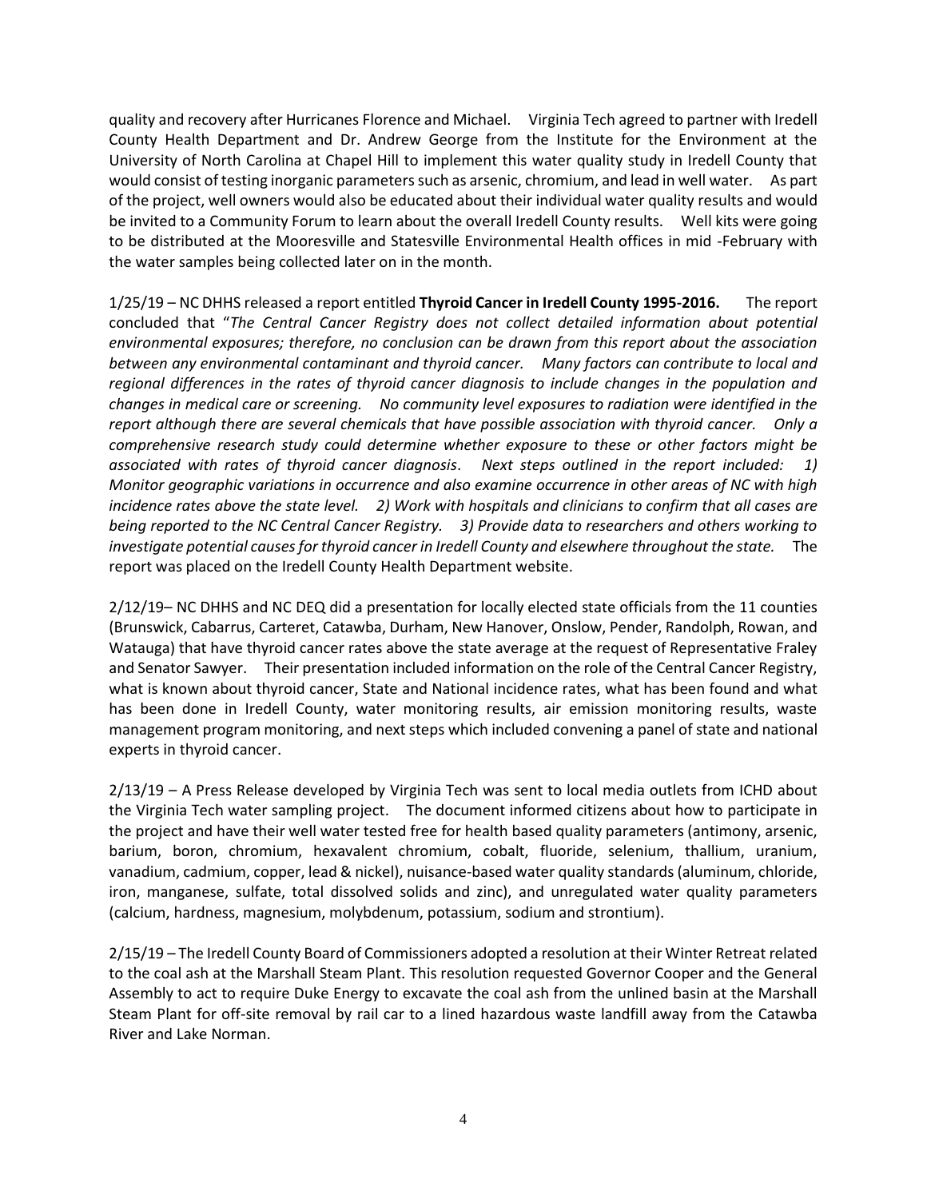quality and recovery after Hurricanes Florence and Michael. Virginia Tech agreed to partner with Iredell County Health Department and Dr. Andrew George from the Institute for the Environment at the University of North Carolina at Chapel Hill to implement this water quality study in Iredell County that would consist of testing inorganic parameters such as arsenic, chromium, and lead in well water. As part of the project, well owners would also be educated about their individual water quality results and would be invited to a Community Forum to learn about the overall Iredell County results. Well kits were going to be distributed at the Mooresville and Statesville Environmental Health offices in mid -February with the water samples being collected later on in the month.

1/25/19 – NC DHHS released a report entitled **Thyroid Cancer in Iredell County 1995-2016.** The report concluded that "*The Central Cancer Registry does not collect detailed information about potential environmental exposures; therefore, no conclusion can be drawn from this report about the association between any environmental contaminant and thyroid cancer. Many factors can contribute to local and regional differences in the rates of thyroid cancer diagnosis to include changes in the population and changes in medical care or screening. No community level exposures to radiation were identified in the report although there are several chemicals that have possible association with thyroid cancer. Only a comprehensive research study could determine whether exposure to these or other factors might be associated with rates of thyroid cancer diagnosis*. *Next steps outlined in the report included: 1) Monitor geographic variations in occurrence and also examine occurrence in other areas of NC with high incidence rates above the state level. 2) Work with hospitals and clinicians to confirm that all cases are being reported to the NC Central Cancer Registry. 3) Provide data to researchers and others working to investigate potential causes for thyroid cancer in Iredell County and elsewhere throughout the state.* The report was placed on the Iredell County Health Department website.

2/12/19– NC DHHS and NC DEQ did a presentation for locally elected state officials from the 11 counties (Brunswick, Cabarrus, Carteret, Catawba, Durham, New Hanover, Onslow, Pender, Randolph, Rowan, and Watauga) that have thyroid cancer rates above the state average at the request of Representative Fraley and Senator Sawyer. Their presentation included information on the role of the Central Cancer Registry, what is known about thyroid cancer, State and National incidence rates, what has been found and what has been done in Iredell County, water monitoring results, air emission monitoring results, waste management program monitoring, and next steps which included convening a panel of state and national experts in thyroid cancer.

2/13/19 – A Press Release developed by Virginia Tech was sent to local media outlets from ICHD about the Virginia Tech water sampling project. The document informed citizens about how to participate in the project and have their well water tested free for health based quality parameters (antimony, arsenic, barium, boron, chromium, hexavalent chromium, cobalt, fluoride, selenium, thallium, uranium, vanadium, cadmium, copper, lead & nickel), nuisance-based water quality standards (aluminum, chloride, iron, manganese, sulfate, total dissolved solids and zinc), and unregulated water quality parameters (calcium, hardness, magnesium, molybdenum, potassium, sodium and strontium).

2/15/19 – The Iredell County Board of Commissioners adopted a resolution at their Winter Retreat related to the coal ash at the Marshall Steam Plant. This resolution requested Governor Cooper and the General Assembly to act to require Duke Energy to excavate the coal ash from the unlined basin at the Marshall Steam Plant for off-site removal by rail car to a lined hazardous waste landfill away from the Catawba River and Lake Norman.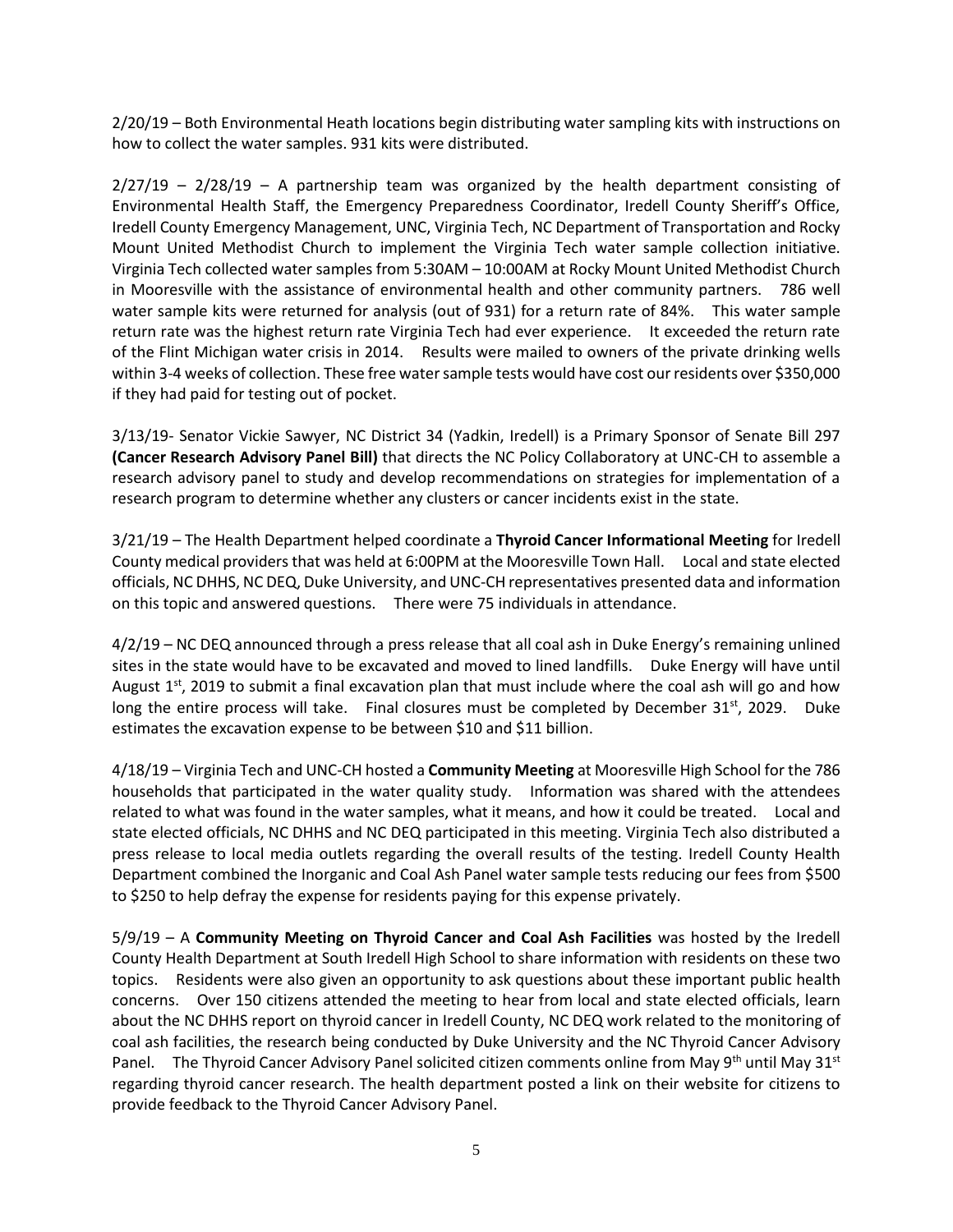2/20/19 – Both Environmental Heath locations begin distributing water sampling kits with instructions on how to collect the water samples. 931 kits were distributed.

2/27/19 – 2/28/19 – A partnership team was organized by the health department consisting of Environmental Health Staff, the Emergency Preparedness Coordinator, Iredell County Sheriff's Office, Iredell County Emergency Management, UNC, Virginia Tech, NC Department of Transportation and Rocky Mount United Methodist Church to implement the Virginia Tech water sample collection initiative. Virginia Tech collected water samples from 5:30AM – 10:00AM at Rocky Mount United Methodist Church in Mooresville with the assistance of environmental health and other community partners. 786 well water sample kits were returned for analysis (out of 931) for a return rate of 84%. This water sample return rate was the highest return rate Virginia Tech had ever experience. It exceeded the return rate of the Flint Michigan water crisis in 2014. Results were mailed to owners of the private drinking wells within 3-4 weeks of collection. These free water sample tests would have cost our residents over $350,000 if they had paid for testing out of pocket.

3/13/19- Senator Vickie Sawyer, NC District 34 (Yadkin, Iredell) is a Primary Sponsor of Senate Bill 297 **(Cancer Research Advisory Panel Bill)** that directs the NC Policy Collaboratory at UNC-CH to assemble a research advisory panel to study and develop recommendations on strategies for implementation of a research program to determine whether any clusters or cancer incidents exist in the state.

3/21/19 – The Health Department helped coordinate a **Thyroid Cancer Informational Meeting** for Iredell County medical providers that was held at 6:00PM at the Mooresville Town Hall. Local and state elected officials, NC DHHS, NC DEQ, Duke University, and UNC-CH representatives presented data and information on this topic and answered questions. There were 75 individuals in attendance.

4/2/19 – NC DEQ announced through a press release that all coal ash in Duke Energy's remaining unlined sites in the state would have to be excavated and moved to lined landfills. Duke Energy will have until August 1st, 2019 to submit a final excavation plan that must include where the coal ash will go and how long the entire process will take. Final closures must be completed by December 31st, 2029. Duke estimates the excavation expense to be between $10 and $11 billion.

4/18/19 – Virginia Tech and UNC-CH hosted a **Community Meeting** at Mooresville High School for the 786 households that participated in the water quality study. Information was shared with the attendees related to what was found in the water samples, what it means, and how it could be treated. Local and state elected officials, NC DHHS and NC DEQ participated in this meeting. Virginia Tech also distributed a press release to local media outlets regarding the overall results of the testing. Iredell County Health Department combined the Inorganic and Coal Ash Panel water sample tests reducing our fees from $500 to $250 to help defray the expense for residents paying for this expense privately.

5/9/19 – A **Community Meeting on Thyroid Cancer and Coal Ash Facilities** was hosted by the Iredell County Health Department at South Iredell High School to share information with residents on these two topics. Residents were also given an opportunity to ask questions about these important public health concerns. Over 150 citizens attended the meeting to hear from local and state elected officials, learn about the NC DHHS report on thyroid cancer in Iredell County, NC DEQ work related to the monitoring of coal ash facilities, the research being conducted by Duke University and the NC Thyroid Cancer Advisory Panel. The Thyroid Cancer Advisory Panel solicited citizen comments online from May 9th until May 31st regarding thyroid cancer research. The health department posted a link on their website for citizens to provide feedback to the Thyroid Cancer Advisory Panel.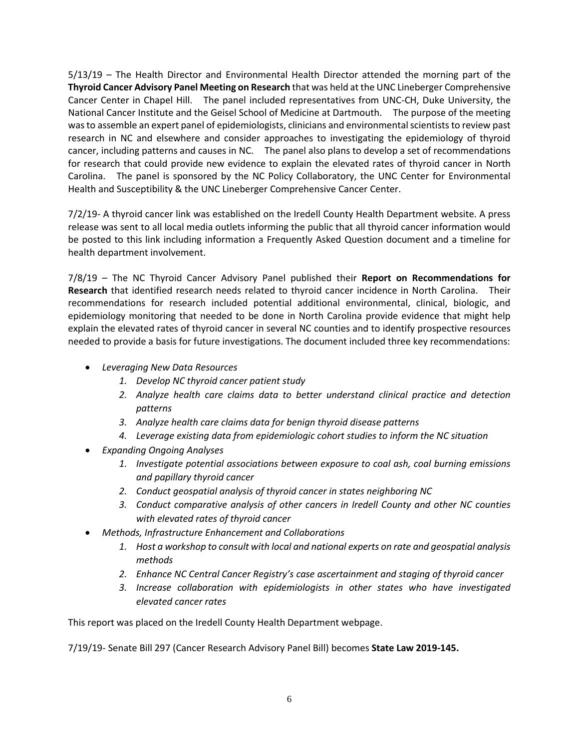5/13/19 – The Health Director and Environmental Health Director attended the morning part of the **Thyroid Cancer Advisory Panel Meeting on Research** that was held at the UNC Lineberger Comprehensive Cancer Center in Chapel Hill. The panel included representatives from UNC-CH, Duke University, the National Cancer Institute and the Geisel School of Medicine at Dartmouth. The purpose of the meeting was to assemble an expert panel of epidemiologists, clinicians and environmental scientists to review past research in NC and elsewhere and consider approaches to investigating the epidemiology of thyroid cancer, including patterns and causes in NC. The panel also plans to develop a set of recommendations for research that could provide new evidence to explain the elevated rates of thyroid cancer in North Carolina. The panel is sponsored by the NC Policy Collaboratory, the UNC Center for Environmental Health and Susceptibility & the UNC Lineberger Comprehensive Cancer Center.

7/2/19- A thyroid cancer link was established on the Iredell County Health Department website. A press release was sent to all local media outlets informing the public that all thyroid cancer information would be posted to this link including information a Frequently Asked Question document and a timeline for health department involvement.

7/8/19 – The NC Thyroid Cancer Advisory Panel published their **Report on Recommendations for Research** that identified research needs related to thyroid cancer incidence in North Carolina. Their recommendations for research included potential additional environmental, clinical, biologic, and epidemiology monitoring that needed to be done in North Carolina provide evidence that might help explain the elevated rates of thyroid cancer in several NC counties and to identify prospective resources needed to provide a basis for future investigations. The document included three key recommendations:

- *Leveraging New Data Resources*
    1. *Develop NC thyroid cancer patient study*
    2. *Analyze health care claims data to better understand clinical practice and detection patterns*
    3. *Analyze health care claims data for benign thyroid disease patterns*
    4. *Leverage existing data from epidemiologic cohort studies to inform the NC situation*
- *Expanding Ongoing Analyses*
    1. *Investigate potential associations between exposure to coal ash, coal burning emissions and papillary thyroid cancer*
    2. *Conduct geospatial analysis of thyroid cancer in states neighboring NC*
    3. *Conduct comparative analysis of other cancers in Iredell County and other NC counties with elevated rates of thyroid cancer*
- *Methods, Infrastructure Enhancement and Collaborations*
    1. *Host a workshop to consult with local and national experts on rate and geospatial analysis methods*
    2. *Enhance NC Central Cancer Registry's case ascertainment and staging of thyroid cancer*
    3. *Increase collaboration with epidemiologists in other states who have investigated elevated cancer rates*

This report was placed on the Iredell County Health Department webpage.

7/19/19- Senate Bill 297 (Cancer Research Advisory Panel Bill) becomes **State Law 2019-145.**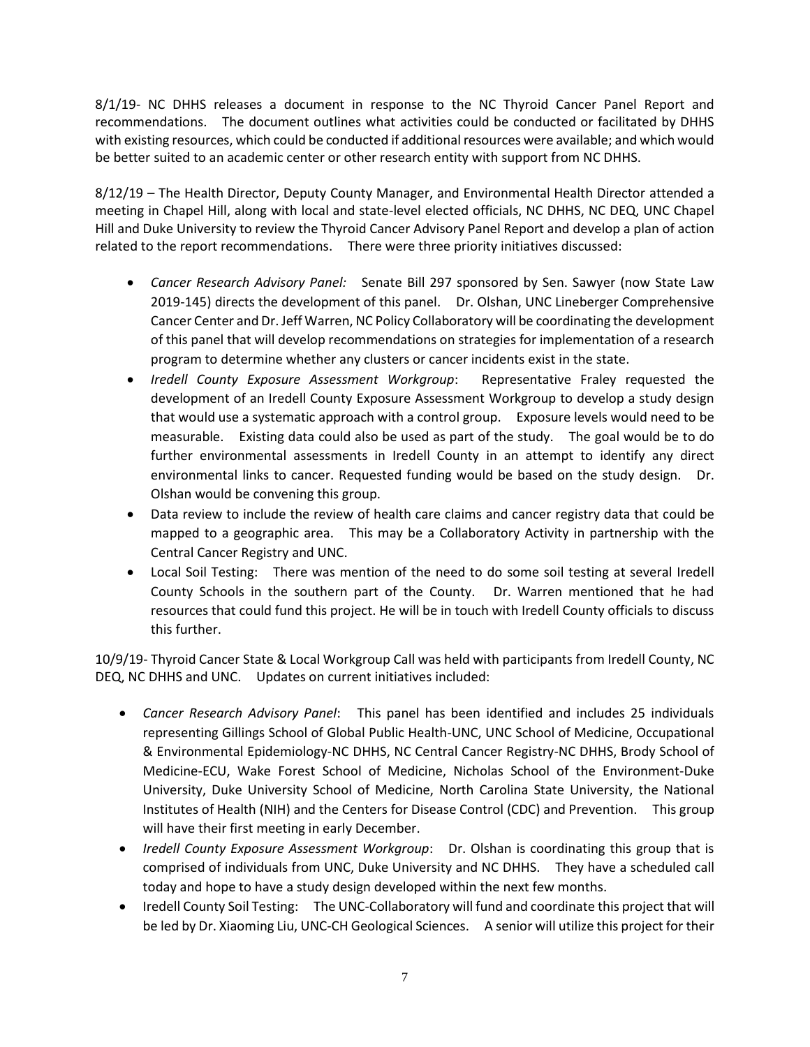8/1/19- NC DHHS releases a document in response to the NC Thyroid Cancer Panel Report and recommendations. The document outlines what activities could be conducted or facilitated by DHHS with existing resources, which could be conducted if additional resources were available; and which would be better suited to an academic center or other research entity with support from NC DHHS.

8/12/19 – The Health Director, Deputy County Manager, and Environmental Health Director attended a meeting in Chapel Hill, along with local and state-level elected officials, NC DHHS, NC DEQ, UNC Chapel Hill and Duke University to review the Thyroid Cancer Advisory Panel Report and develop a plan of action related to the report recommendations. There were three priority initiatives discussed:

- *Cancer Research Advisory Panel:* Senate Bill 297 sponsored by Sen. Sawyer (now State Law 2019-145) directs the development of this panel. Dr. Olshan, UNC Lineberger Comprehensive Cancer Center and Dr. Jeff Warren, NC Policy Collaboratory will be coordinating the development of this panel that will develop recommendations on strategies for implementation of a research program to determine whether any clusters or cancer incidents exist in the state.
- *Iredell County Exposure Assessment Workgroup*: Representative Fraley requested the development of an Iredell County Exposure Assessment Workgroup to develop a study design that would use a systematic approach with a control group. Exposure levels would need to be measurable. Existing data could also be used as part of the study. The goal would be to do further environmental assessments in Iredell County in an attempt to identify any direct environmental links to cancer. Requested funding would be based on the study design. Dr. Olshan would be convening this group.
- Data review to include the review of health care claims and cancer registry data that could be mapped to a geographic area. This may be a Collaboratory Activity in partnership with the Central Cancer Registry and UNC.
- Local Soil Testing: There was mention of the need to do some soil testing at several Iredell County Schools in the southern part of the County. Dr. Warren mentioned that he had resources that could fund this project. He will be in touch with Iredell County officials to discuss this further.

10/9/19- Thyroid Cancer State & Local Workgroup Call was held with participants from Iredell County, NC DEQ, NC DHHS and UNC. Updates on current initiatives included:

- *Cancer Research Advisory Panel*: This panel has been identified and includes 25 individuals representing Gillings School of Global Public Health-UNC, UNC School of Medicine, Occupational & Environmental Epidemiology-NC DHHS, NC Central Cancer Registry-NC DHHS, Brody School of Medicine-ECU, Wake Forest School of Medicine, Nicholas School of the Environment-Duke University, Duke University School of Medicine, North Carolina State University, the National Institutes of Health (NIH) and the Centers for Disease Control (CDC) and Prevention. This group will have their first meeting in early December.
- *Iredell County Exposure Assessment Workgroup*: Dr. Olshan is coordinating this group that is comprised of individuals from UNC, Duke University and NC DHHS. They have a scheduled call today and hope to have a study design developed within the next few months.
- Iredell County Soil Testing: The UNC-Collaboratory will fund and coordinate this project that will be led by Dr. Xiaoming Liu, UNC-CH Geological Sciences. A senior will utilize this project for their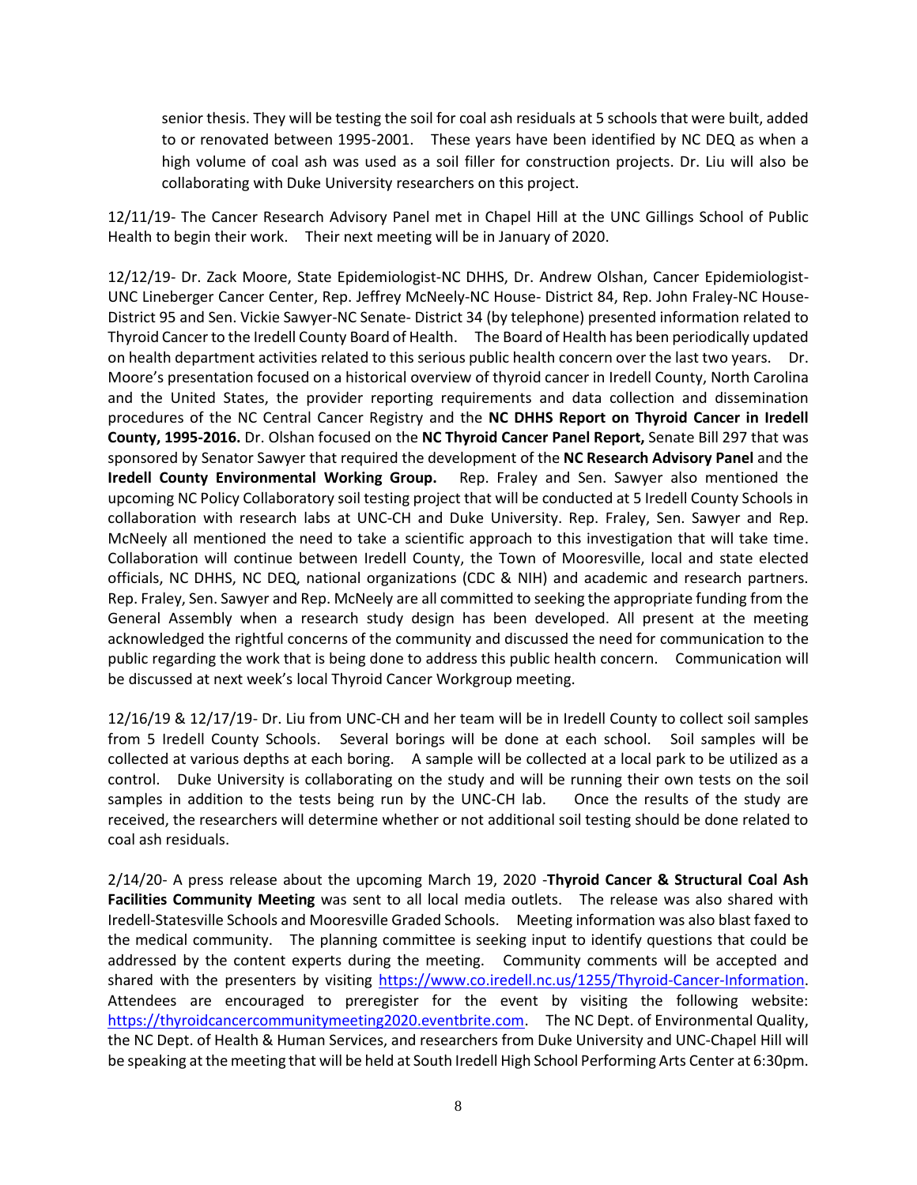senior thesis. They will be testing the soil for coal ash residuals at 5 schools that were built, added to or renovated between 1995-2001. These years have been identified by NC DEQ as when a high volume of coal ash was used as a soil filler for construction projects. Dr. Liu will also be collaborating with Duke University researchers on this project.

12/11/19- The Cancer Research Advisory Panel met in Chapel Hill at the UNC Gillings School of Public Health to begin their work. Their next meeting will be in January of 2020.

12/12/19- Dr. Zack Moore, State Epidemiologist-NC DHHS, Dr. Andrew Olshan, Cancer Epidemiologist-UNC Lineberger Cancer Center, Rep. Jeffrey McNeely-NC House- District 84, Rep. John Fraley-NC House-District 95 and Sen. Vickie Sawyer-NC Senate- District 34 (by telephone) presented information related to Thyroid Cancer to the Iredell County Board of Health. The Board of Health has been periodically updated on health department activities related to this serious public health concern over the last two years. Dr. Moore's presentation focused on a historical overview of thyroid cancer in Iredell County, North Carolina and the United States, the provider reporting requirements and data collection and dissemination procedures of the NC Central Cancer Registry and the **NC DHHS Report on Thyroid Cancer in Iredell County, 1995-2016.** Dr. Olshan focused on the **NC Thyroid Cancer Panel Report,** Senate Bill 297 that was sponsored by Senator Sawyer that required the development of the **NC Research Advisory Panel** and the **Iredell County Environmental Working Group.** Rep. Fraley and Sen. Sawyer also mentioned the upcoming NC Policy Collaboratory soil testing project that will be conducted at 5 Iredell County Schools in collaboration with research labs at UNC-CH and Duke University. Rep. Fraley, Sen. Sawyer and Rep. McNeely all mentioned the need to take a scientific approach to this investigation that will take time. Collaboration will continue between Iredell County, the Town of Mooresville, local and state elected officials, NC DHHS, NC DEQ, national organizations (CDC & NIH) and academic and research partners. Rep. Fraley, Sen. Sawyer and Rep. McNeely are all committed to seeking the appropriate funding from the General Assembly when a research study design has been developed. All present at the meeting acknowledged the rightful concerns of the community and discussed the need for communication to the public regarding the work that is being done to address this public health concern. Communication will be discussed at next week's local Thyroid Cancer Workgroup meeting.

12/16/19 & 12/17/19- Dr. Liu from UNC-CH and her team will be in Iredell County to collect soil samples from 5 Iredell County Schools. Several borings will be done at each school. Soil samples will be collected at various depths at each boring. A sample will be collected at a local park to be utilized as a control. Duke University is collaborating on the study and will be running their own tests on the soil samples in addition to the tests being run by the UNC-CH lab. Once the results of the study are received, the researchers will determine whether or not additional soil testing should be done related to coal ash residuals.

2/14/20- A press release about the upcoming March 19, 2020 -**Thyroid Cancer & Structural Coal Ash Facilities Community Meeting** was sent to all local media outlets. The release was also shared with Iredell-Statesville Schools and Mooresville Graded Schools. Meeting information was also blast faxed to the medical community. The planning committee is seeking input to identify questions that could be addressed by the content experts during the meeting. Community comments will be accepted and shared with the presenters by visiting https://www.co.iredell.nc.us/1255/Thyroid-Cancer-Information. Attendees are encouraged to preregister for the event by visiting the following website: https://thyroidcancercommunitymeeting2020.eventbrite.com. The NC Dept. of Environmental Quality, the NC Dept. of Health & Human Services, and researchers from Duke University and UNC-Chapel Hill will be speaking at the meeting that will be held at South Iredell High School Performing Arts Center at 6:30pm.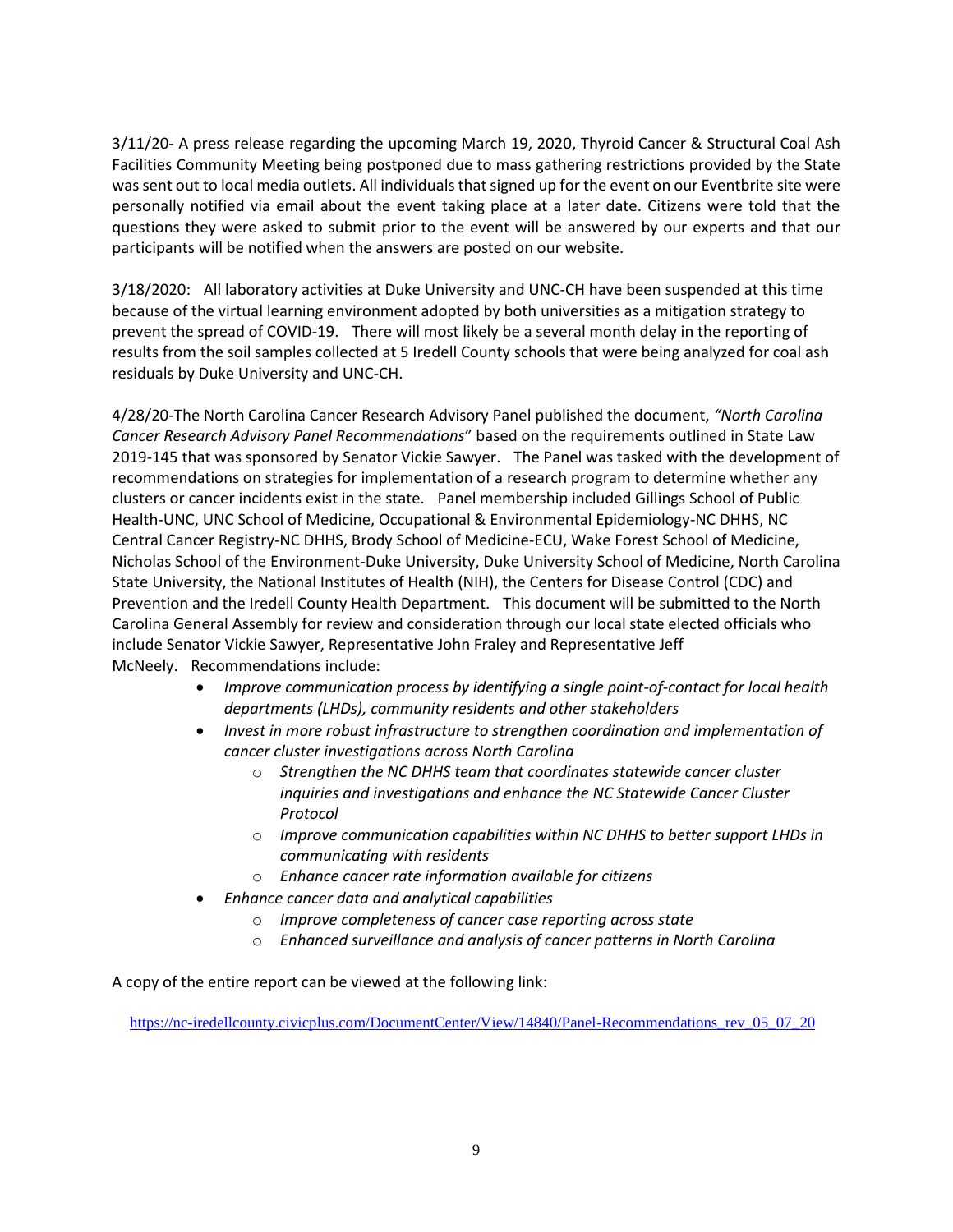3/11/20- A press release regarding the upcoming March 19, 2020, Thyroid Cancer & Structural Coal Ash Facilities Community Meeting being postponed due to mass gathering restrictions provided by the State was sent out to local media outlets. All individuals that signed up for the event on our Eventbrite site were personally notified via email about the event taking place at a later date. Citizens were told that the questions they were asked to submit prior to the event will be answered by our experts and that our participants will be notified when the answers are posted on our website.

3/18/2020: All laboratory activities at Duke University and UNC-CH have been suspended at this time because of the virtual learning environment adopted by both universities as a mitigation strategy to prevent the spread of COVID-19. There will most likely be a several month delay in the reporting of results from the soil samples collected at 5 Iredell County schools that were being analyzed for coal ash residuals by Duke University and UNC-CH.

4/28/20-The North Carolina Cancer Research Advisory Panel published the document, *"North Carolina Cancer Research Advisory Panel Recommendations*" based on the requirements outlined in State Law 2019-145 that was sponsored by Senator Vickie Sawyer. The Panel was tasked with the development of recommendations on strategies for implementation of a research program to determine whether any clusters or cancer incidents exist in the state. Panel membership included Gillings School of Public Health-UNC, UNC School of Medicine, Occupational & Environmental Epidemiology-NC DHHS, NC Central Cancer Registry-NC DHHS, Brody School of Medicine-ECU, Wake Forest School of Medicine, Nicholas School of the Environment-Duke University, Duke University School of Medicine, North Carolina State University, the National Institutes of Health (NIH), the Centers for Disease Control (CDC) and Prevention and the Iredell County Health Department. This document will be submitted to the North Carolina General Assembly for review and consideration through our local state elected officials who include Senator Vickie Sawyer, Representative John Fraley and Representative Jeff McNeely. Recommendations include:

- *Improve communication process by identifying a single point-of-contact for local health departments (LHDs), community residents and other stakeholders*
- *Invest in more robust infrastructure to strengthen coordination and implementation of cancer cluster investigations across North Carolina*
  - *Strengthen the NC DHHS team that coordinates statewide cancer cluster inquiries and investigations and enhance the NC Statewide Cancer Cluster Protocol*
  - *Improve communication capabilities within NC DHHS to better support LHDs in communicating with residents*
  - *Enhance cancer rate information available for citizens*
- *Enhance cancer data and analytical capabilities*
  - *Improve completeness of cancer case reporting across state*
  - *Enhanced surveillance and analysis of cancer patterns in North Carolina*

A copy of the entire report can be viewed at the following link:

https://nc-iredellcounty.civicplus.com/DocumentCenter/View/14840/Panel-Recommendations_rev_05_07_20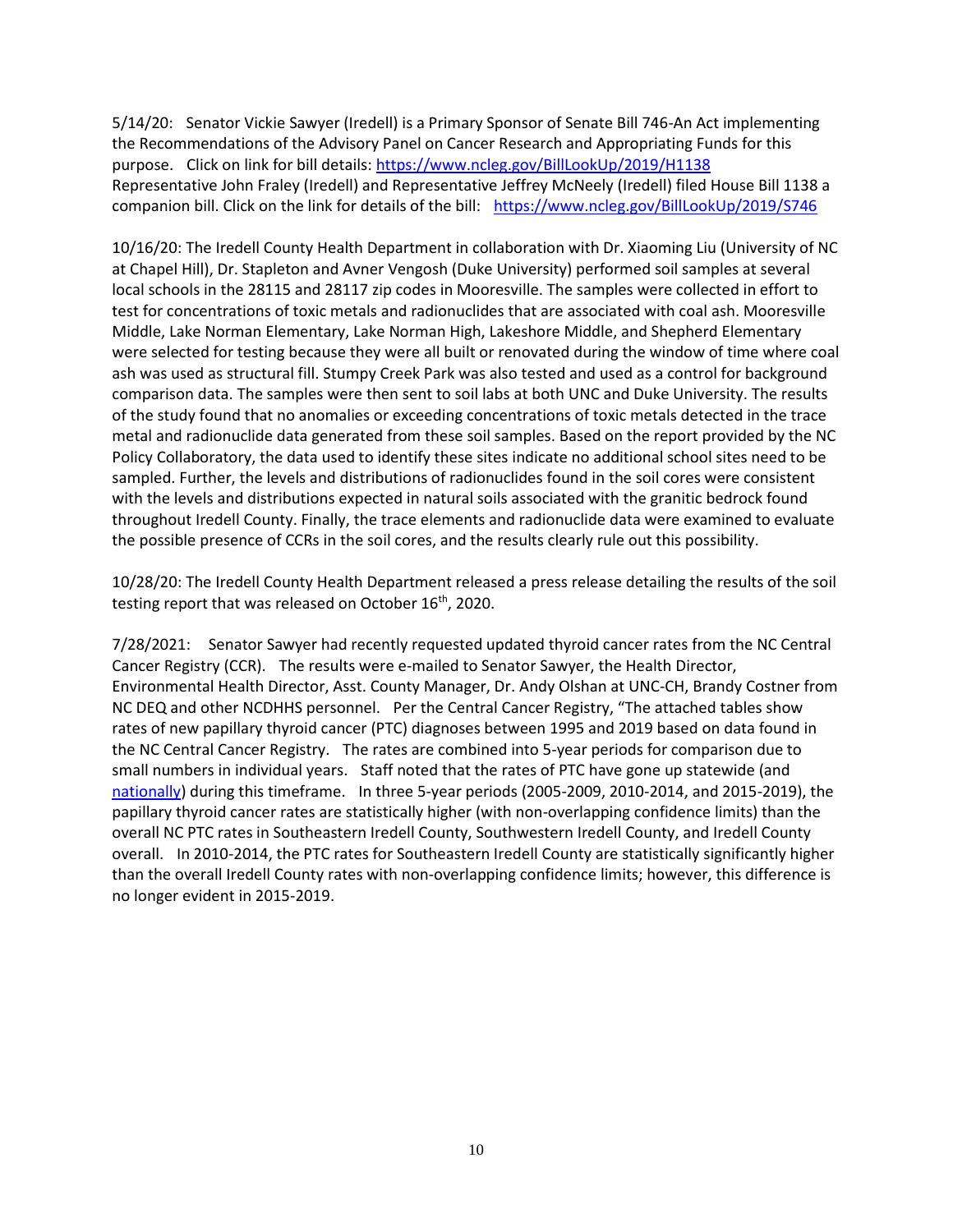5/14/20: Senator Vickie Sawyer (Iredell) is a Primary Sponsor of Senate Bill 746-An Act implementing the Recommendations of the Advisory Panel on Cancer Research and Appropriating Funds for this purpose. Click on link for bill details: [https://www.ncleg.gov/BillLookUp/2019/H1138](https://www.ncleg.gov/BillLookUp/2019/H1138)
Representative John Fraley (Iredell) and Representative Jeffrey McNeely (Iredell) filed House Bill 1138 a companion bill. Click on the link for details of the bill: [https://www.ncleg.gov/BillLookUp/2019/S746](https://www.ncleg.gov/BillLookUp/2019/S746)

10/16/20: The Iredell County Health Department in collaboration with Dr. Xiaoming Liu (University of NC at Chapel Hill), Dr. Stapleton and Avner Vengosh (Duke University) performed soil samples at several local schools in the 28115 and 28117 zip codes in Mooresville. The samples were collected in effort to test for concentrations of toxic metals and radionuclides that are associated with coal ash. Mooresville Middle, Lake Norman Elementary, Lake Norman High, Lakeshore Middle, and Shepherd Elementary were selected for testing because they were all built or renovated during the window of time where coal ash was used as structural fill. Stumpy Creek Park was also tested and used as a control for background comparison data. The samples were then sent to soil labs at both UNC and Duke University. The results of the study found that no anomalies or exceeding concentrations of toxic metals detected in the trace metal and radionuclide data generated from these soil samples. Based on the report provided by the NC Policy Collaboratory, the data used to identify these sites indicate no additional school sites need to be sampled. Further, the levels and distributions of radionuclides found in the soil cores were consistent with the levels and distributions expected in natural soils associated with the granitic bedrock found throughout Iredell County. Finally, the trace elements and radionuclide data were examined to evaluate the possible presence of CCRs in the soil cores, and the results clearly rule out this possibility.

10/28/20: The Iredell County Health Department released a press release detailing the results of the soil testing report that was released on October 16th, 2020.

7/28/2021: Senator Sawyer had recently requested updated thyroid cancer rates from the NC Central Cancer Registry (CCR). The results were e-mailed to Senator Sawyer, the Health Director, Environmental Health Director, Asst. County Manager, Dr. Andy Olshan at UNC-CH, Brandy Costner from NC DEQ and other NCDHHS personnel. Per the Central Cancer Registry, "The attached tables show rates of new papillary thyroid cancer (PTC) diagnoses between 1995 and 2019 based on data found in the NC Central Cancer Registry. The rates are combined into 5-year periods for comparison due to small numbers in individual years. Staff noted that the rates of PTC have gone up statewide (and nationally) during this timeframe. In three 5-year periods (2005-2009, 2010-2014, and 2015-2019), the papillary thyroid cancer rates are statistically higher (with non-overlapping confidence limits) than the overall NC PTC rates in Southeastern Iredell County, Southwestern Iredell County, and Iredell County overall. In 2010-2014, the PTC rates for Southeastern Iredell County are statistically significantly higher than the overall Iredell County rates with non-overlapping confidence limits; however, this difference is no longer evident in 2015-2019.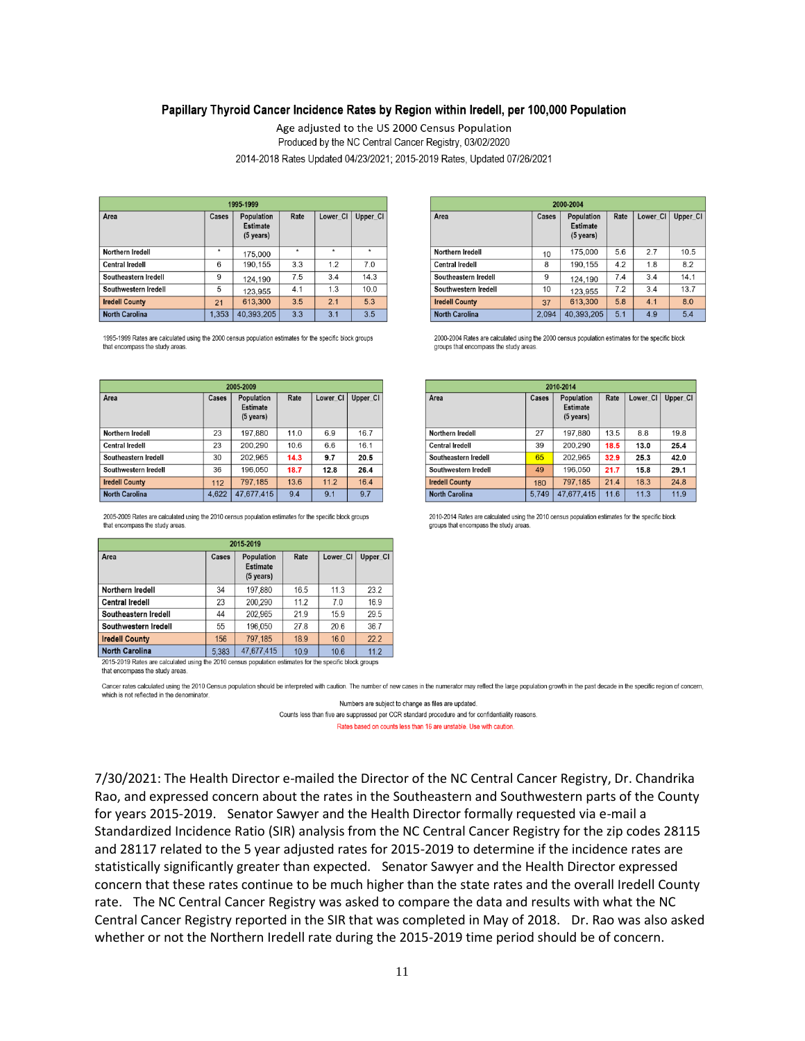## Papillary Thyroid Cancer Incidence Rates by Region within Iredell, per 100,000 Population

Age adjusted to the US 2000 Census Population
Produced by the NC Central Cancer Registry, 03/02/2020
2014-2018 Rates Updated 04/23/2021; 2015-2019 Rates, Updated 07/26/2021

| 1995-1999 | | | | | |
|---|---|---|---|---|---|
| Area | Cases | Population Estimate (5 years) | Rate | Lower_CI | Upper_CI |
| Northern Iredell | * | 175,000 | * | * | * |
| Central Iredell | 6 | 190,155 | 3.3 | 1.2 | 7.0 |
| Southeastern Iredell | 9 | 124,190 | 7.5 | 3.4 | 14.3 |
| Southwestern Iredell | 5 | 123,955 | 4.1 | 1.3 | 10.0 |
| Iredell County | 21 | 613,300 | 3.5 | 2.1 | 5.3 |
| North Carolina | 1,353 | 40,393,205 | 3.3 | 3.1 | 3.5 |

1995-1999 Rates are calculated using the 2000 census population estimates for the specific block groups that encompass the study areas.

| 2000-2004 | | | | | |
|---|---|---|---|---|---|
| Area | Cases | Population Estimate (5 years) | Rate | Lower_CI | Upper_CI |
| Northern Iredell | 10 | 175,000 | 5.6 | 2.7 | 10.5 |
| Central Iredell | 8 | 190,155 | 4.2 | 1.8 | 8.2 |
| Southeastern Iredell | 9 | 124,190 | 7.4 | 3.4 | 14.1 |
| Southwestern Iredell | 10 | 123,955 | 7.2 | 3.4 | 13.7 |
| Iredell County | 37 | 613,300 | 5.8 | 4.1 | 8.0 |
| North Carolina | 2,094 | 40,393,205 | 5.1 | 4.9 | 5.4 |

2000-2004 Rates are calculated using the 2000 census population estimates for the specific block groups that encompass the study areas.

| 2005-2009 | | | | | |
|---|---|---|---|---|---|
| Area | Cases | Population Estimate (5 years) | Rate | Lower_CI | Upper_CI |
| Northern Iredell | 23 | 197,880 | 11.0 | 6.9 | 16.7 |
| Central Iredell | 23 | 200,290 | 10.6 | 6.6 | 16.1 |
| Southeastern Iredell | 30 | 202,965 | **14.3** | **9.7** | **20.5** |
| Southwestern Iredell | 36 | 196,050 | **18.7** | **12.8** | **26.4** |
| Iredell County | 112 | 797,185 | 13.6 | 11.2 | 16.4 |
| North Carolina | 4,622 | 47,677,415 | 9.4 | 9.1 | 9.7 |

2005-2009 Rates are calculated using the 2010 census population estimates for the specific block groups that encompass the study areas.

| 2010-2014 | | | | | |
|---|---|---|---|---|---|
| Area | Cases | Population Estimate (5 years) | Rate | Lower_CI | Upper_CI |
| Northern Iredell | 27 | 197,880 | 13.5 | 8.8 | 19.8 |
| Central Iredell | 39 | 200,290 | **18.5** | **13.0** | **25.4** |
| Southeastern Iredell | 65 | 202,965 | **32.9** | **25.3** | **42.0** |
| Southwestern Iredell | 49 | 196,050 | **21.7** | **15.8** | **29.1** |
| Iredell County | 180 | 797,185 | 21.4 | 18.3 | 24.8 |
| North Carolina | 5,749 | 47,677,415 | 11.6 | 11.3 | 11.9 |

2010-2014 Rates are calculated using the 2010 census population estimates for the specific block groups that encompass the study areas.

| 2015-2019 | | | | | |
|---|---|---|---|---|---|
| Area | Cases | Population Estimate (5 years) | Rate | Lower_CI | Upper_CI |
| Northern Iredell | 34 | 197,880 | 16.5 | 11.3 | 23.2 |
| Central Iredell | 23 | 200,290 | 11.2 | 7.0 | 16.9 |
| Southeastern Iredell | 44 | 202,965 | 21.9 | 15.9 | 29.5 |
| Southwestern Iredell | 55 | 196,050 | 27.8 | 20.6 | 36.7 |
| Iredell County | 156 | 797,185 | 18.9 | 16.0 | 22.2 |
| North Carolina | 5,383 | 47,677,415 | 10.9 | 10.6 | 11.2 |

2015-2019 Rates are calculated using the 2010 census population estimates for the specific block groups that encompass the study areas.

Cancer rates calculated using the 2010 Census population should be interpreted with caution. The number of new cases in the numerator may reflect the large population growth in the past decade in the specific region of concern, which is not reflected in the denominator.

Numbers are subject to change as files are updated.

Counts less than five are suppressed per CCR standard procedure and for confidentiality reasons.

Rates based on counts less than 16 are unstable. Use with caution.

7/30/2021: The Health Director e-mailed the Director of the NC Central Cancer Registry, Dr. Chandrika Rao, and expressed concern about the rates in the Southeastern and Southwestern parts of the County for years 2015-2019. Senator Sawyer and the Health Director formally requested via e-mail a Standardized Incidence Ratio (SIR) analysis from the NC Central Cancer Registry for the zip codes 28115 and 28117 related to the 5 year adjusted rates for 2015-2019 to determine if the incidence rates are statistically significantly greater than expected. Senator Sawyer and the Health Director expressed concern that these rates continue to be much higher than the state rates and the overall Iredell County rate. The NC Central Cancer Registry was asked to compare the data and results with what the NC Central Cancer Registry reported in the SIR that was completed in May of 2018. Dr. Rao was also asked whether or not the Northern Iredell rate during the 2015-2019 time period should be of concern.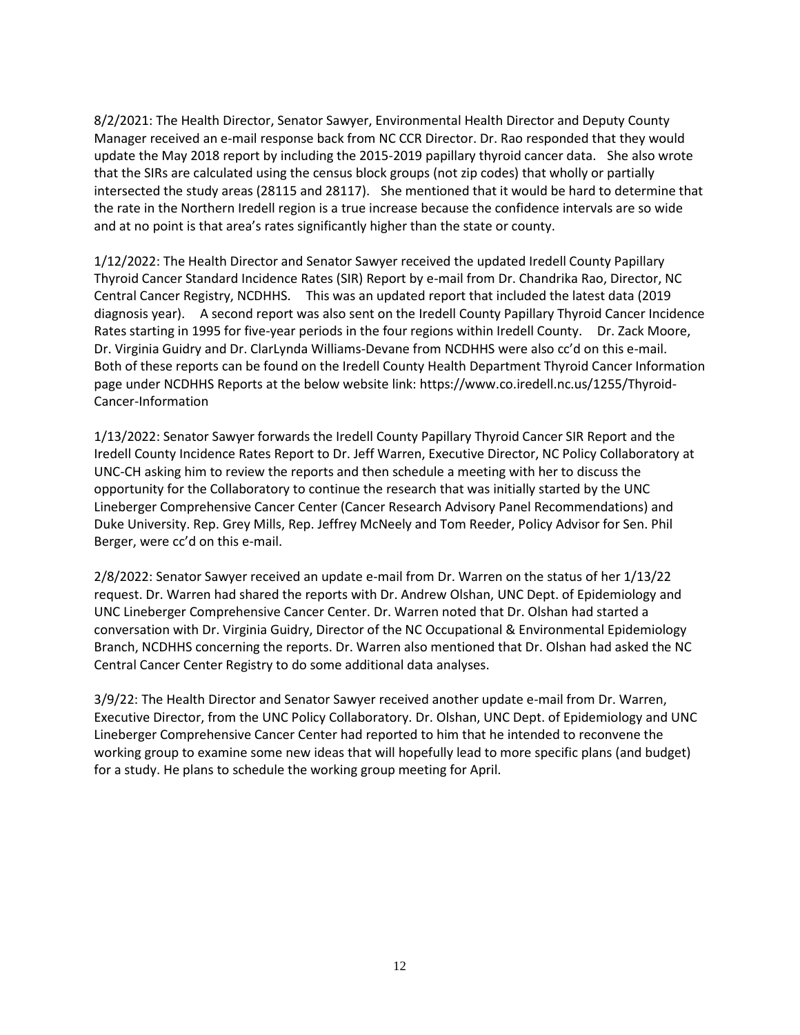8/2/2021: The Health Director, Senator Sawyer, Environmental Health Director and Deputy County Manager received an e-mail response back from NC CCR Director. Dr. Rao responded that they would update the May 2018 report by including the 2015-2019 papillary thyroid cancer data. She also wrote that the SIRs are calculated using the census block groups (not zip codes) that wholly or partially intersected the study areas (28115 and 28117). She mentioned that it would be hard to determine that the rate in the Northern Iredell region is a true increase because the confidence intervals are so wide and at no point is that area's rates significantly higher than the state or county.

1/12/2022: The Health Director and Senator Sawyer received the updated Iredell County Papillary Thyroid Cancer Standard Incidence Rates (SIR) Report by e-mail from Dr. Chandrika Rao, Director, NC Central Cancer Registry, NCDHHS. This was an updated report that included the latest data (2019 diagnosis year). A second report was also sent on the Iredell County Papillary Thyroid Cancer Incidence Rates starting in 1995 for five-year periods in the four regions within Iredell County. Dr. Zack Moore, Dr. Virginia Guidry and Dr. ClarLynda Williams-Devane from NCDHHS were also cc'd on this e-mail. Both of these reports can be found on the Iredell County Health Department Thyroid Cancer Information page under NCDHHS Reports at the below website link: https://www.co.iredell.nc.us/1255/Thyroid-Cancer-Information

1/13/2022: Senator Sawyer forwards the Iredell County Papillary Thyroid Cancer SIR Report and the Iredell County Incidence Rates Report to Dr. Jeff Warren, Executive Director, NC Policy Collaboratory at UNC-CH asking him to review the reports and then schedule a meeting with her to discuss the opportunity for the Collaboratory to continue the research that was initially started by the UNC Lineberger Comprehensive Cancer Center (Cancer Research Advisory Panel Recommendations) and Duke University. Rep. Grey Mills, Rep. Jeffrey McNeely and Tom Reeder, Policy Advisor for Sen. Phil Berger, were cc'd on this e-mail.

2/8/2022: Senator Sawyer received an update e-mail from Dr. Warren on the status of her 1/13/22 request. Dr. Warren had shared the reports with Dr. Andrew Olshan, UNC Dept. of Epidemiology and UNC Lineberger Comprehensive Cancer Center. Dr. Warren noted that Dr. Olshan had started a conversation with Dr. Virginia Guidry, Director of the NC Occupational & Environmental Epidemiology Branch, NCDHHS concerning the reports. Dr. Warren also mentioned that Dr. Olshan had asked the NC Central Cancer Center Registry to do some additional data analyses.

3/9/22: The Health Director and Senator Sawyer received another update e-mail from Dr. Warren, Executive Director, from the UNC Policy Collaboratory. Dr. Olshan, UNC Dept. of Epidemiology and UNC Lineberger Comprehensive Cancer Center had reported to him that he intended to reconvene the working group to examine some new ideas that will hopefully lead to more specific plans (and budget) for a study. He plans to schedule the working group meeting for April.